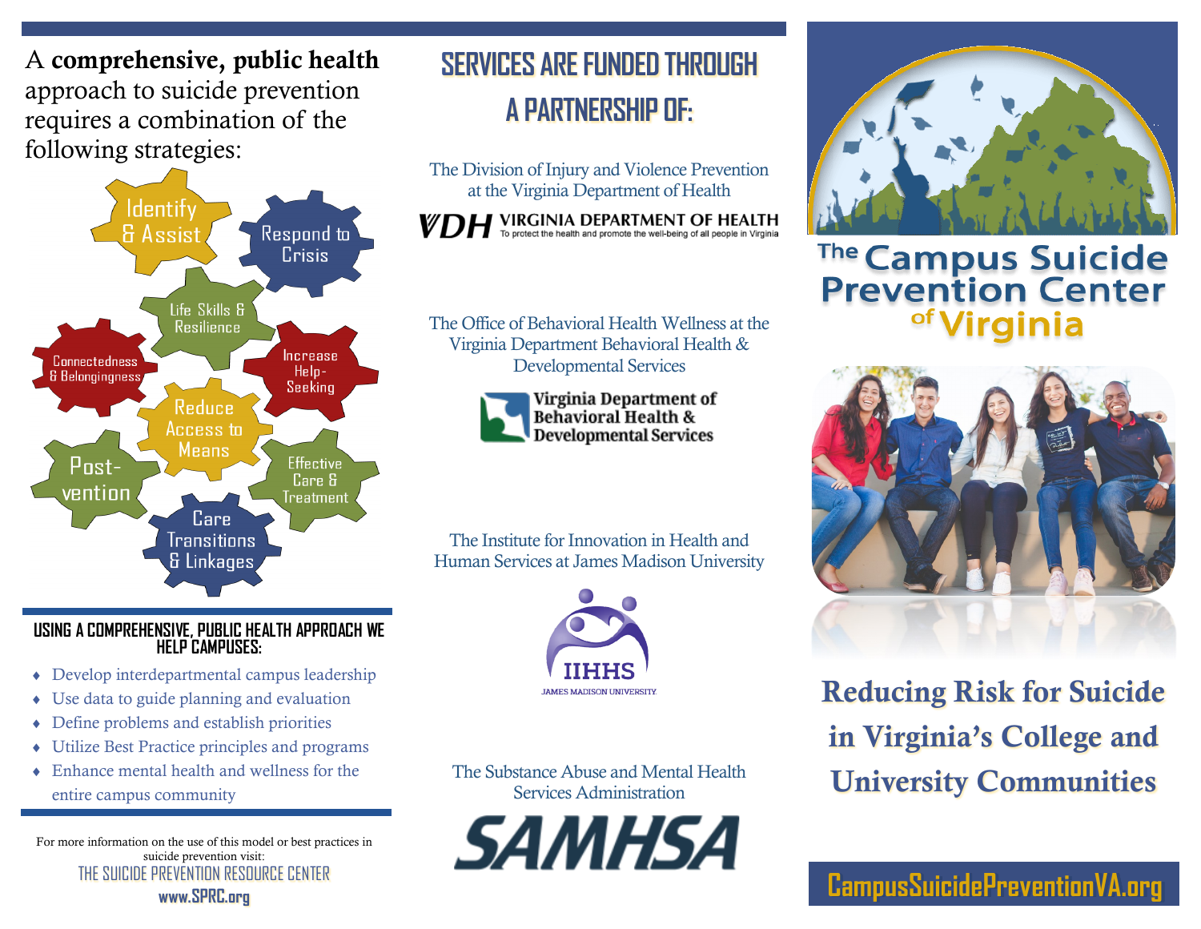A **comprehensive, public health** approach to suicide prevention requires a combination of the following strategies:

- Identify & Assist
- Respond to Crisis
- Life Skills & Resilience
- Connectedness & Belongingness
- Increase Help-Seeking
- Reduce Access to Means
- Post-vention
- Effective Care & Treatment
- Care Transitions & Linkages

### USING A COMPREHENSIVE, PUBLIC HEALTH APPROACH WE HELP CAMPUSES:

- Develop interdepartmental campus leadership
- Use data to guide planning and evaluation
- Define problems and establish priorities
- Utilize Best Practice principles and programs
- Enhance mental health and wellness for the entire campus community

For more information on the use of this model or best practices in suicide prevention visit:

THE SUICIDE PREVENTION RESOURCE CENTER

**www.SPRC.org**

## SERVICES ARE FUNDED THROUGH A PARTNERSHIP OF:

The Division of Injury and Violence Prevention at the Virginia Department of Health

VDH VIRGINIA DEPARTMENT OF HEALTH
To protect the health and promote the well-being of all people in Virginia

The Office of Behavioral Health Wellness at the Virginia Department Behavioral Health & Developmental Services

Virginia Department of Behavioral Health & Developmental Services

The Institute for Innovation in Health and Human Services at James Madison University

IIHHS
JAMES MADISON UNIVERSITY

The Substance Abuse and Mental Health Services Administration

SAMHSA

# The Campus Suicide Prevention Center of Virginia

## Reducing Risk for Suicide in Virginia's College and University Communities

**CampusSuicidePreventionVA.org**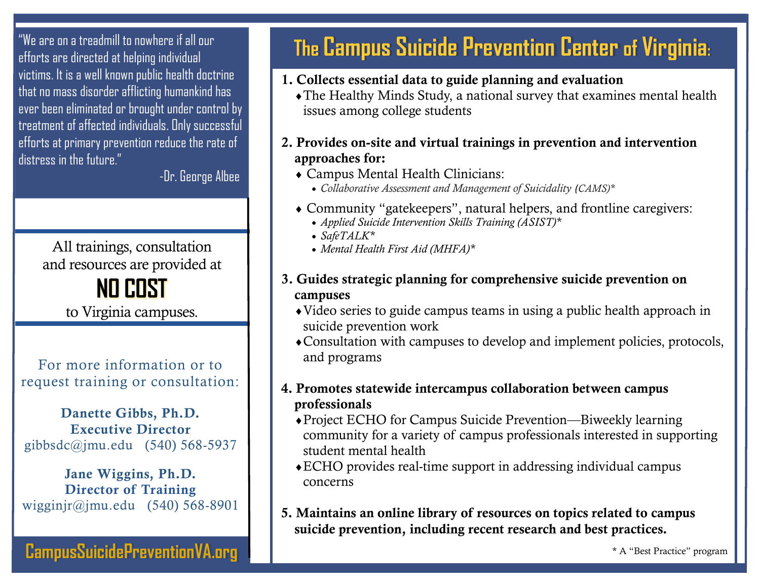"We are on a treadmill to nowhere if all our efforts are directed at helping individual victims. It is a well known public health doctrine that no mass disorder afflicting humankind has ever been eliminated or brought under control by treatment of affected individuals. Only successful efforts at primary prevention reduce the rate of distress in the future."

-Dr. George Albee

All trainings, consultation and resources are provided at **NO COST** to Virginia campuses.

For more information or to request training or consultation:

**Danette Gibbs, Ph.D.**
**Executive Director**
gibbsdc@jmu.edu (540) 568-5937

**Jane Wiggins, Ph.D.**
**Director of Training**
wigginjr@jmu.edu (540) 568-8901

**CampusSuicidePreventionVA.org**

# The Campus Suicide Prevention Center of Virginia:

**1. Collects essential data to guide planning and evaluation**

- The Healthy Minds Study, a national survey that examines mental health issues among college students

**2. Provides on-site and virtual trainings in prevention and intervention approaches for:**

- Campus Mental Health Clinicians:
  - *Collaborative Assessment and Management of Suicidality (CAMS)**
- Community "gatekeepers", natural helpers, and frontline caregivers:
  - *Applied Suicide Intervention Skills Training (ASIST)**
  - *SafeTALK**
  - *Mental Health First Aid (MHFA)**

**3. Guides strategic planning for comprehensive suicide prevention on campuses**

- Video series to guide campus teams in using a public health approach in suicide prevention work
- Consultation with campuses to develop and implement policies, protocols, and programs

**4. Promotes statewide intercampus collaboration between campus professionals**

- Project ECHO for Campus Suicide Prevention—Biweekly learning community for a variety of campus professionals interested in supporting student mental health
- ECHO provides real-time support in addressing individual campus concerns

**5. Maintains an online library of resources on topics related to campus suicide prevention, including recent research and best practices.**

* A "Best Practice" program